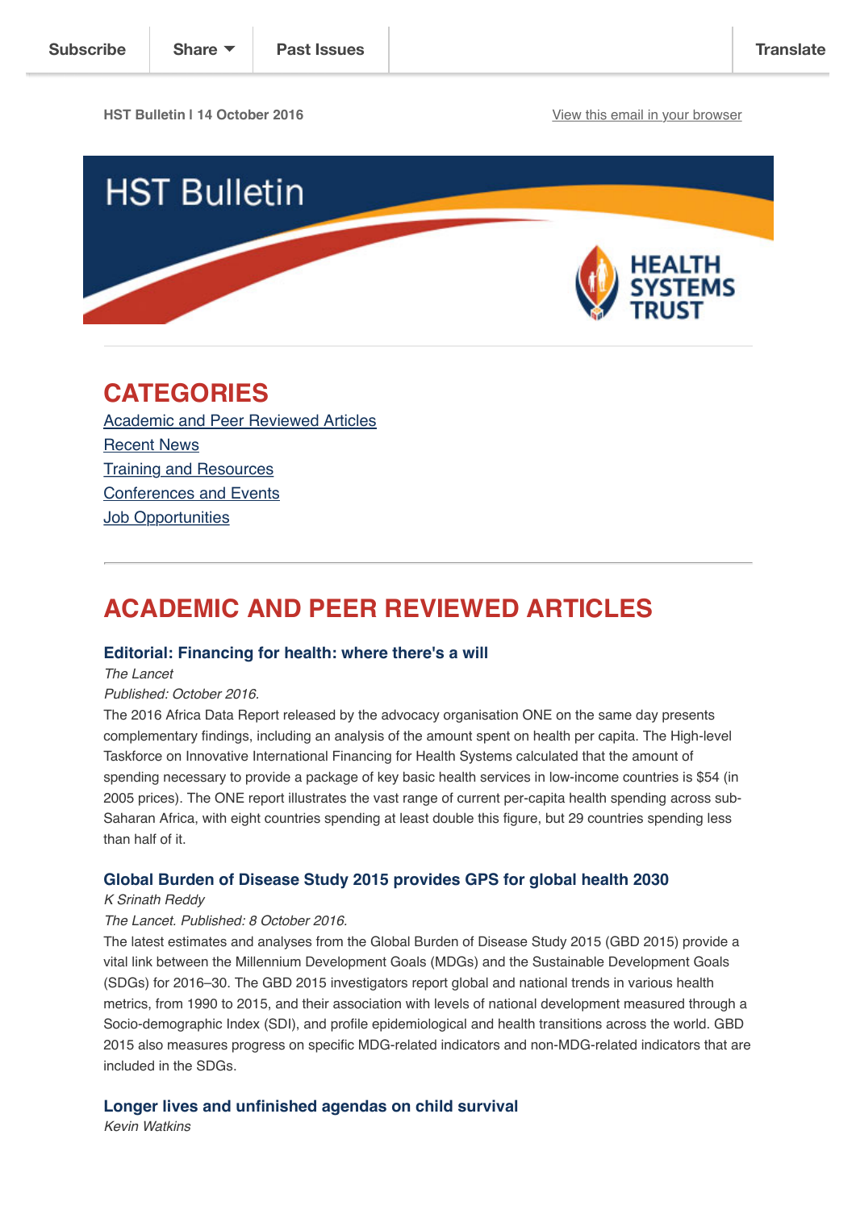Subscribe | Share | Past Issues | Translate

HST Bulletin | 14 October 2016

View this email in your browser

# HST Bulletin

HEALTH SYSTEMS TRUST

## CATEGORIES

Academic and Peer Reviewed Articles
Recent News
Training and Resources
Conferences and Events
Job Opportunities

---

## ACADEMIC AND PEER REVIEWED ARTICLES

### Editorial: Financing for health: where there's a will

*The Lancet*
*Published: October 2016.*

The 2016 Africa Data Report released by the advocacy organisation ONE on the same day presents complementary findings, including an analysis of the amount spent on health per capita. The High-level Taskforce on Innovative International Financing for Health Systems calculated that the amount of spending necessary to provide a package of key basic health services in low-income countries is $54 (in 2005 prices). The ONE report illustrates the vast range of current per-capita health spending across sub-Saharan Africa, with eight countries spending at least double this figure, but 29 countries spending less than half of it.

### Global Burden of Disease Study 2015 provides GPS for global health 2030

*K Srinath Reddy*
*The Lancet. Published: 8 October 2016.*

The latest estimates and analyses from the Global Burden of Disease Study 2015 (GBD 2015) provide a vital link between the Millennium Development Goals (MDGs) and the Sustainable Development Goals (SDGs) for 2016–30. The GBD 2015 investigators report global and national trends in various health metrics, from 1990 to 2015, and their association with levels of national development measured through a Socio-demographic Index (SDI), and profile epidemiological and health transitions across the world. GBD 2015 also measures progress on specific MDG-related indicators and non-MDG-related indicators that are included in the SDGs.

### Longer lives and unfinished agendas on child survival

*Kevin Watkins*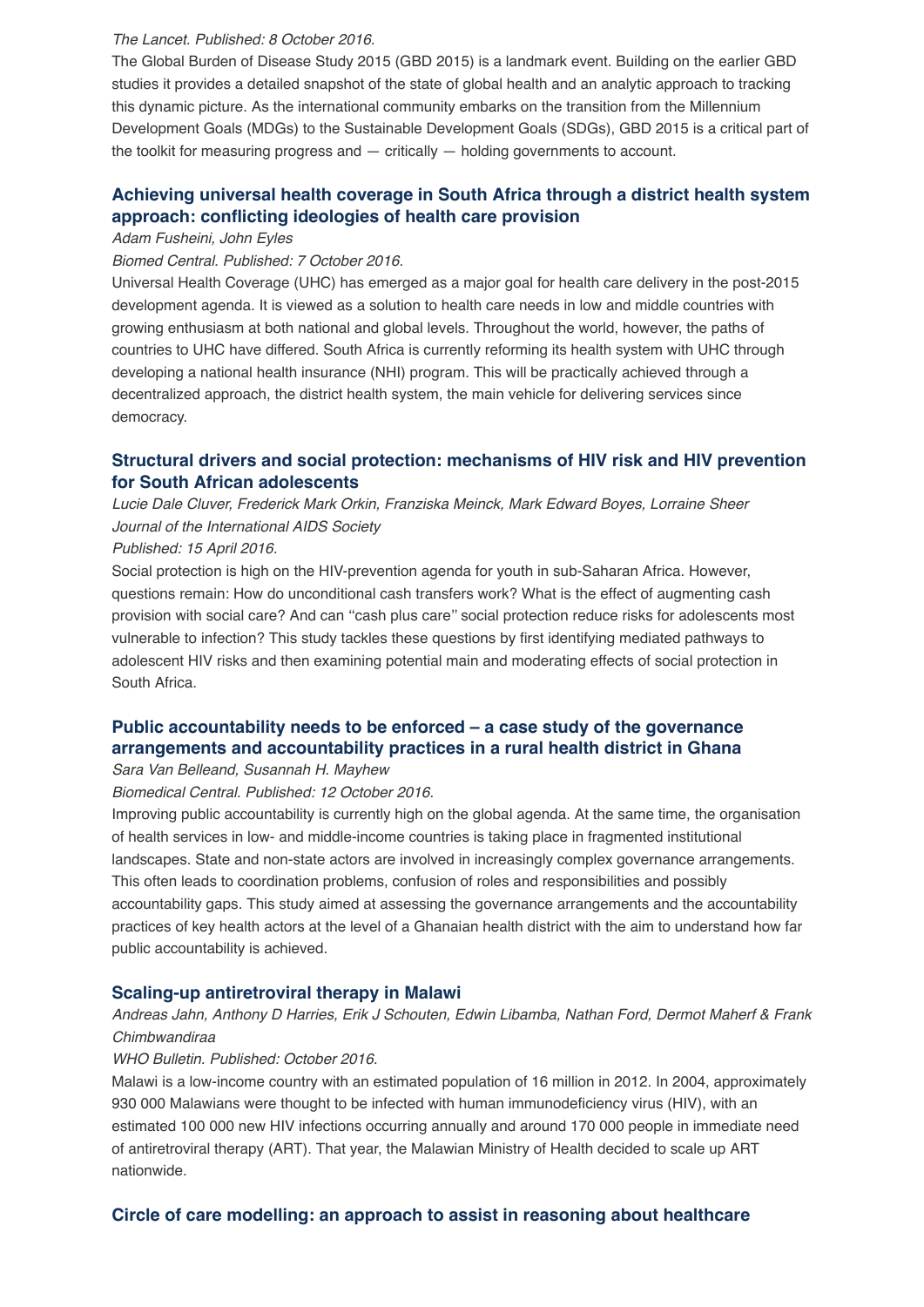*The Lancet. Published: 8 October 2016.*

The Global Burden of Disease Study 2015 (GBD 2015) is a landmark event. Building on the earlier GBD studies it provides a detailed snapshot of the state of global health and an analytic approach to tracking this dynamic picture. As the international community embarks on the transition from the Millennium Development Goals (MDGs) to the Sustainable Development Goals (SDGs), GBD 2015 is a critical part of the toolkit for measuring progress and — critically — holding governments to account.

### Achieving universal health coverage in South Africa through a district health system approach: conflicting ideologies of health care provision

*Adam Fusheini, John Eyles*

*Biomed Central. Published: 7 October 2016.*

Universal Health Coverage (UHC) has emerged as a major goal for health care delivery in the post-2015 development agenda. It is viewed as a solution to health care needs in low and middle countries with growing enthusiasm at both national and global levels. Throughout the world, however, the paths of countries to UHC have differed. South Africa is currently reforming its health system with UHC through developing a national health insurance (NHI) program. This will be practically achieved through a decentralized approach, the district health system, the main vehicle for delivering services since democracy.

### Structural drivers and social protection: mechanisms of HIV risk and HIV prevention for South African adolescents

*Lucie Dale Cluver, Frederick Mark Orkin, Franziska Meinck, Mark Edward Boyes, Lorraine Sheer*

*Journal of the International AIDS Society*

*Published: 15 April 2016.*

Social protection is high on the HIV-prevention agenda for youth in sub-Saharan Africa. However, questions remain: How do unconditional cash transfers work? What is the effect of augmenting cash provision with social care? And can "cash plus care" social protection reduce risks for adolescents most vulnerable to infection? This study tackles these questions by first identifying mediated pathways to adolescent HIV risks and then examining potential main and moderating effects of social protection in South Africa.

### Public accountability needs to be enforced – a case study of the governance arrangements and accountability practices in a rural health district in Ghana

*Sara Van Belleand, Susannah H. Mayhew*

*Biomedical Central. Published: 12 October 2016.*

Improving public accountability is currently high on the global agenda. At the same time, the organisation of health services in low- and middle-income countries is taking place in fragmented institutional landscapes. State and non-state actors are involved in increasingly complex governance arrangements. This often leads to coordination problems, confusion of roles and responsibilities and possibly accountability gaps. This study aimed at assessing the governance arrangements and the accountability practices of key health actors at the level of a Ghanaian health district with the aim to understand how far public accountability is achieved.

### Scaling-up antiretroviral therapy in Malawi

*Andreas Jahn, Anthony D Harries, Erik J Schouten, Edwin Libamba, Nathan Ford, Dermot Maherf & Frank Chimbwandiraa*

*WHO Bulletin. Published: October 2016.*

Malawi is a low-income country with an estimated population of 16 million in 2012. In 2004, approximately 930 000 Malawians were thought to be infected with human immunodeficiency virus (HIV), with an estimated 100 000 new HIV infections occurring annually and around 170 000 people in immediate need of antiretroviral therapy (ART). That year, the Malawian Ministry of Health decided to scale up ART nationwide.

### Circle of care modelling: an approach to assist in reasoning about healthcare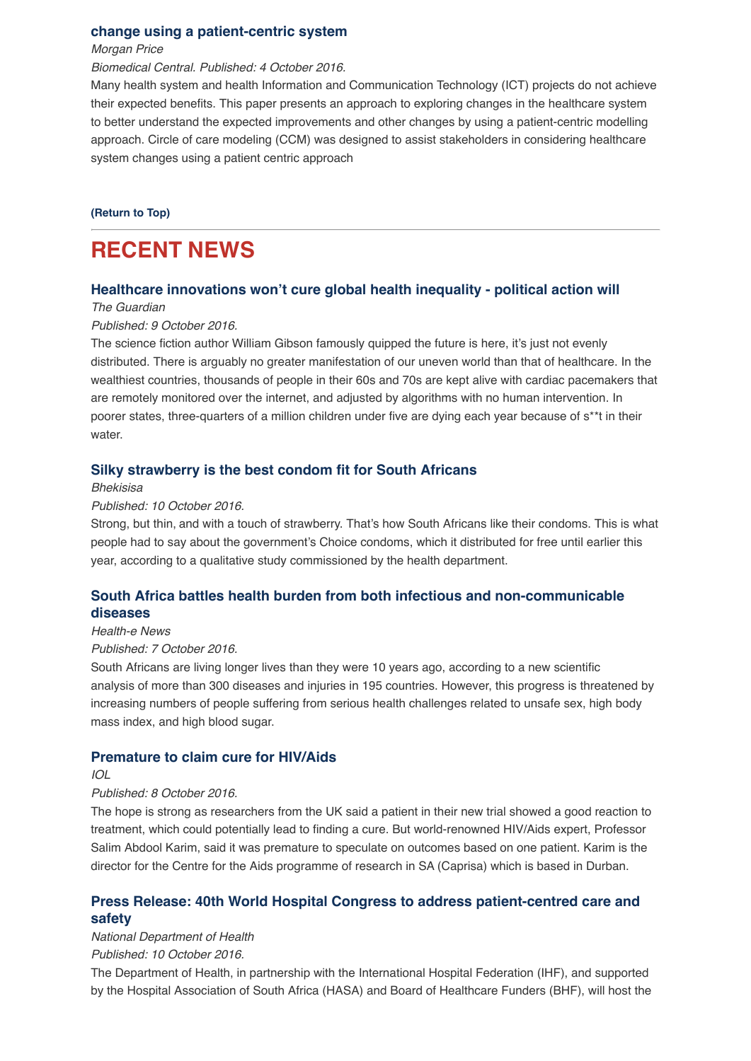### change using a patient-centric system

*Morgan Price*

*Biomedical Central. Published: 4 October 2016.*

Many health system and health Information and Communication Technology (ICT) projects do not achieve their expected benefits. This paper presents an approach to exploring changes in the healthcare system to better understand the expected improvements and other changes by using a patient-centric modelling approach. Circle of care modeling (CCM) was designed to assist stakeholders in considering healthcare system changes using a patient centric approach

**(Return to Top)**

---

# RECENT NEWS

### Healthcare innovations won't cure global health inequality - political action will

*The Guardian*

*Published: 9 October 2016.*

The science fiction author William Gibson famously quipped the future is here, it's just not evenly distributed. There is arguably no greater manifestation of our uneven world than that of healthcare. In the wealthiest countries, thousands of people in their 60s and 70s are kept alive with cardiac pacemakers that are remotely monitored over the internet, and adjusted by algorithms with no human intervention. In poorer states, three-quarters of a million children under five are dying each year because of s**t in their water.

### Silky strawberry is the best condom fit for South Africans

*Bhekisisa*

*Published: 10 October 2016.*

Strong, but thin, and with a touch of strawberry. That's how South Africans like their condoms. This is what people had to say about the government's Choice condoms, which it distributed for free until earlier this year, according to a qualitative study commissioned by the health department.

### South Africa battles health burden from both infectious and non-communicable diseases

*Health-e News*

*Published: 7 October 2016.*

South Africans are living longer lives than they were 10 years ago, according to a new scientific analysis of more than 300 diseases and injuries in 195 countries. However, this progress is threatened by increasing numbers of people suffering from serious health challenges related to unsafe sex, high body mass index, and high blood sugar.

### Premature to claim cure for HIV/Aids

*IOL*

*Published: 8 October 2016.*

The hope is strong as researchers from the UK said a patient in their new trial showed a good reaction to treatment, which could potentially lead to finding a cure. But world-renowned HIV/Aids expert, Professor Salim Abdool Karim, said it was premature to speculate on outcomes based on one patient. Karim is the director for the Centre for the Aids programme of research in SA (Caprisa) which is based in Durban.

### Press Release: 40th World Hospital Congress to address patient-centred care and safety

*National Department of Health*

*Published: 10 October 2016.*

The Department of Health, in partnership with the International Hospital Federation (IHF), and supported by the Hospital Association of South Africa (HASA) and Board of Healthcare Funders (BHF), will host the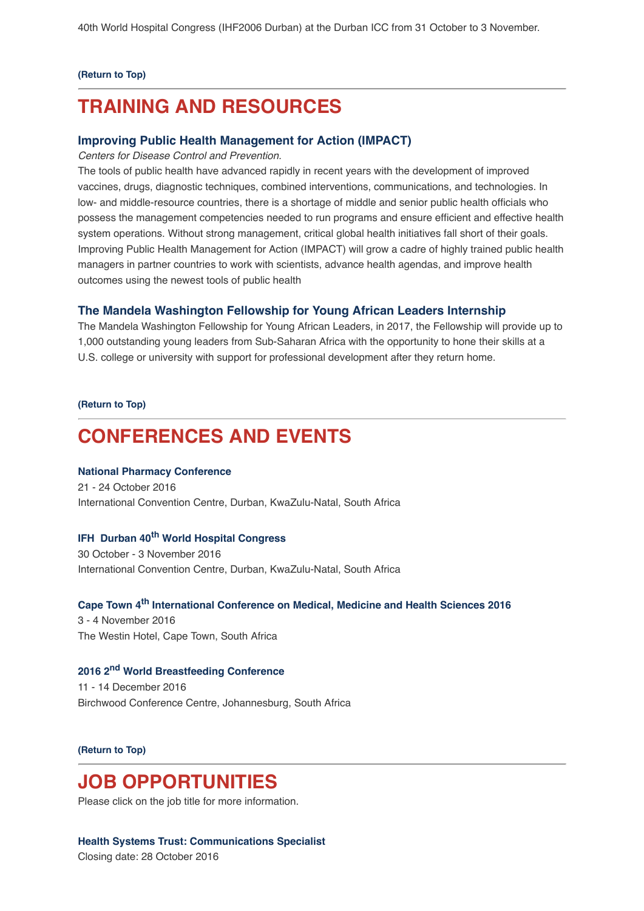40th World Hospital Congress (IHF2006 Durban) at the Durban ICC from 31 October to 3 November.

**(Return to Top)**

---

# TRAINING AND RESOURCES

### Improving Public Health Management for Action (IMPACT)

*Centers for Disease Control and Prevention.*

The tools of public health have advanced rapidly in recent years with the development of improved vaccines, drugs, diagnostic techniques, combined interventions, communications, and technologies. In low- and middle-resource countries, there is a shortage of middle and senior public health officials who possess the management competencies needed to run programs and ensure efficient and effective health system operations. Without strong management, critical global health initiatives fall short of their goals. Improving Public Health Management for Action (IMPACT) will grow a cadre of highly trained public health managers in partner countries to work with scientists, advance health agendas, and improve health outcomes using the newest tools of public health

### The Mandela Washington Fellowship for Young African Leaders Internship

The Mandela Washington Fellowship for Young African Leaders, in 2017, the Fellowship will provide up to 1,000 outstanding young leaders from Sub-Saharan Africa with the opportunity to hone their skills at a U.S. college or university with support for professional development after they return home.

**(Return to Top)**

---

# CONFERENCES AND EVENTS

**National Pharmacy Conference**
21 - 24 October 2016
International Convention Centre, Durban, KwaZulu-Natal, South Africa

**IFH Durban 40th World Hospital Congress**
30 October - 3 November 2016
International Convention Centre, Durban, KwaZulu-Natal, South Africa

**Cape Town 4th International Conference on Medical, Medicine and Health Sciences 2016**
3 - 4 November 2016
The Westin Hotel, Cape Town, South Africa

**2016 2nd World Breastfeeding Conference**
11 - 14 December 2016
Birchwood Conference Centre, Johannesburg, South Africa

**(Return to Top)**

---

# JOB OPPORTUNITIES

Please click on the job title for more information.

**Health Systems Trust: Communications Specialist**
Closing date: 28 October 2016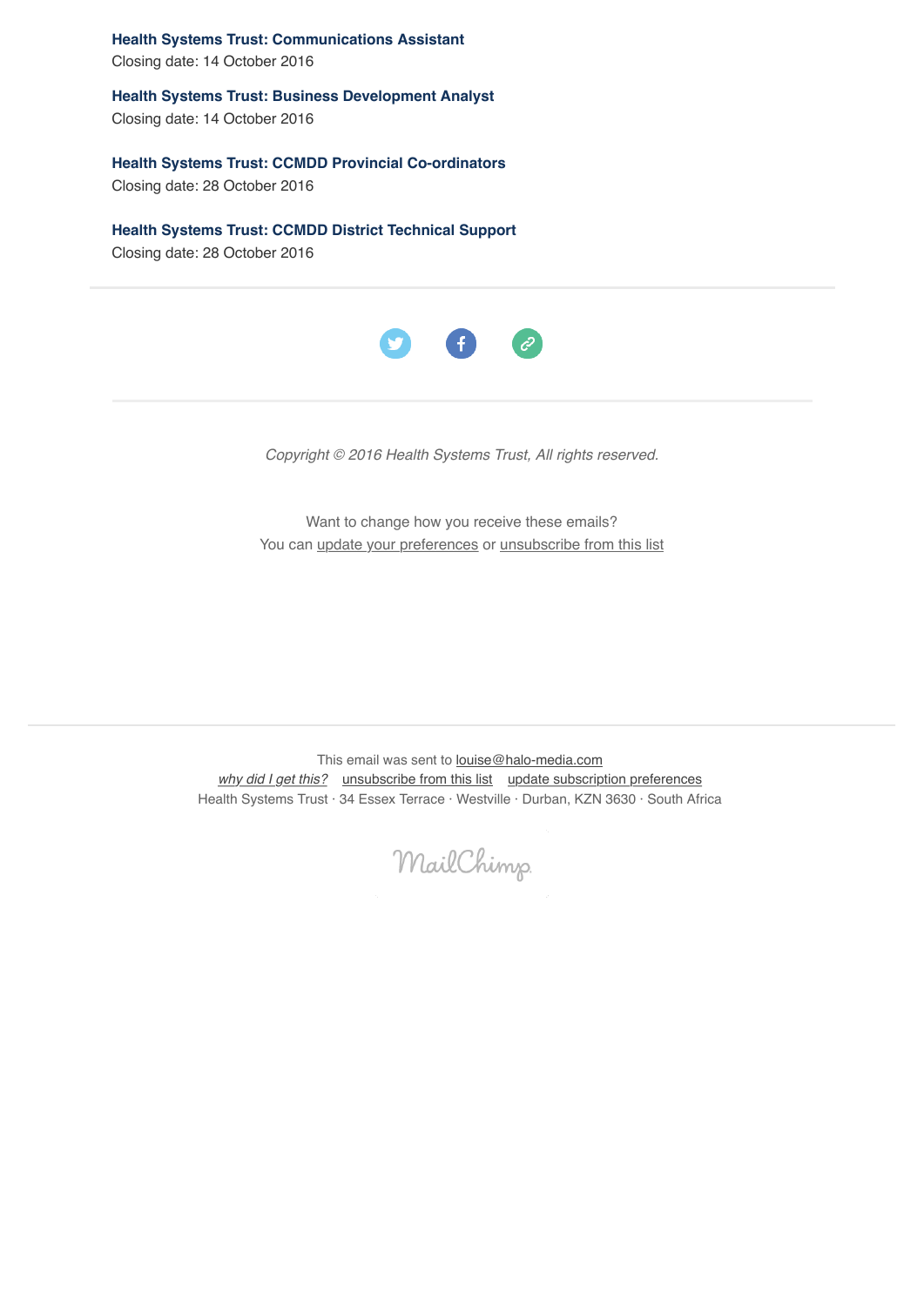**Health Systems Trust: Communications Assistant**
Closing date: 14 October 2016

**Health Systems Trust: Business Development Analyst**
Closing date: 14 October 2016

**Health Systems Trust: CCMDD Provincial Co-ordinators**
Closing date: 28 October 2016

**Health Systems Trust: CCMDD District Technical Support**
Closing date: 28 October 2016

---

*Copyright © 2016 Health Systems Trust, All rights reserved.*

Want to change how you receive these emails?
You can update your preferences or unsubscribe from this list

---

This email was sent to louise@halo-media.com
*why did I get this?* unsubscribe from this list update subscription preferences
Health Systems Trust · 34 Essex Terrace · Westville · Durban, KZN 3630 · South Africa

MailChimp